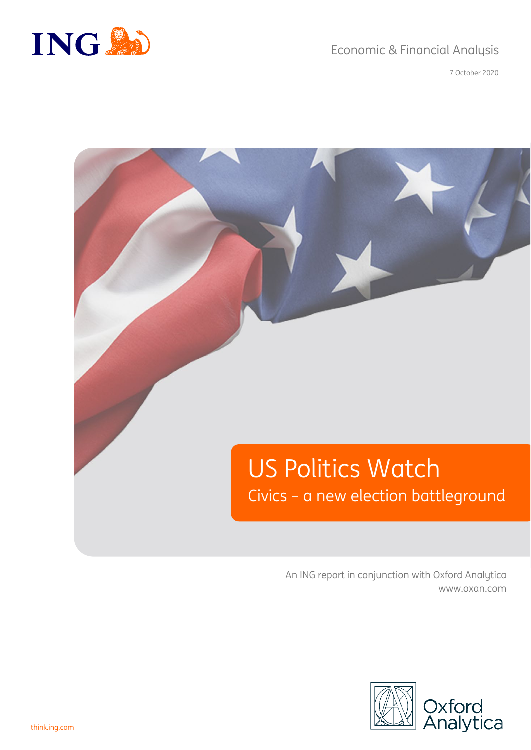Economic & Financial Analysis

7 October 2020

# US Politics Watch

## Civics – a new election battleground

An ING report in conjunction with Oxford Analytica
www.oxan.com

think.ing.com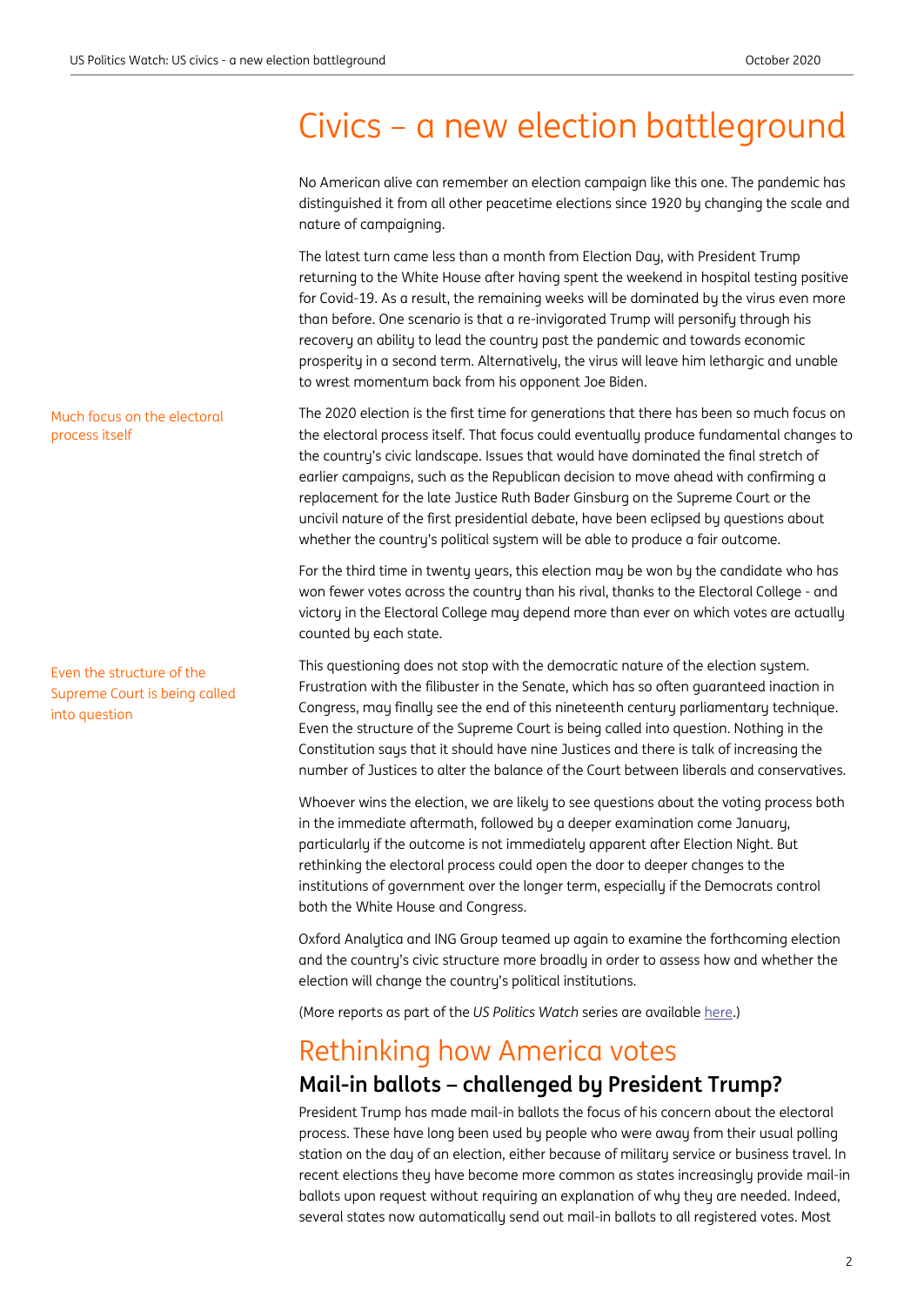# Civics – a new election battleground

No American alive can remember an election campaign like this one. The pandemic has distinguished it from all other peacetime elections since 1920 by changing the scale and nature of campaigning.

The latest turn came less than a month from Election Day, with President Trump returning to the White House after having spent the weekend in hospital testing positive for Covid-19. As a result, the remaining weeks will be dominated by the virus even more than before. One scenario is that a re-invigorated Trump will personify through his recovery an ability to lead the country past the pandemic and towards economic prosperity in a second term. Alternatively, the virus will leave him lethargic and unable to wrest momentum back from his opponent Joe Biden.

Much focus on the electoral process itself

The 2020 election is the first time for generations that there has been so much focus on the electoral process itself. That focus could eventually produce fundamental changes to the country's civic landscape. Issues that would have dominated the final stretch of earlier campaigns, such as the Republican decision to move ahead with confirming a replacement for the late Justice Ruth Bader Ginsburg on the Supreme Court or the uncivil nature of the first presidential debate, have been eclipsed by questions about whether the country's political system will be able to produce a fair outcome.

For the third time in twenty years, this election may be won by the candidate who has won fewer votes across the country than his rival, thanks to the Electoral College - and victory in the Electoral College may depend more than ever on which votes are actually counted by each state.

Even the structure of the Supreme Court is being called into question

This questioning does not stop with the democratic nature of the election system. Frustration with the filibuster in the Senate, which has so often guaranteed inaction in Congress, may finally see the end of this nineteenth century parliamentary technique. Even the structure of the Supreme Court is being called into question. Nothing in the Constitution says that it should have nine Justices and there is talk of increasing the number of Justices to alter the balance of the Court between liberals and conservatives.

Whoever wins the election, we are likely to see questions about the voting process both in the immediate aftermath, followed by a deeper examination come January, particularly if the outcome is not immediately apparent after Election Night. But rethinking the electoral process could open the door to deeper changes to the institutions of government over the longer term, especially if the Democrats control both the White House and Congress.

Oxford Analytica and ING Group teamed up again to examine the forthcoming election and the country's civic structure more broadly in order to assess how and whether the election will change the country's political institutions.

(More reports as part of the *US Politics Watch* series are available here.)

# Rethinking how America votes

## Mail-in ballots – challenged by President Trump?

President Trump has made mail-in ballots the focus of his concern about the electoral process. These have long been used by people who were away from their usual polling station on the day of an election, either because of military service or business travel. In recent elections they have become more common as states increasingly provide mail-in ballots upon request without requiring an explanation of why they are needed. Indeed, several states now automatically send out mail-in ballots to all registered votes. Most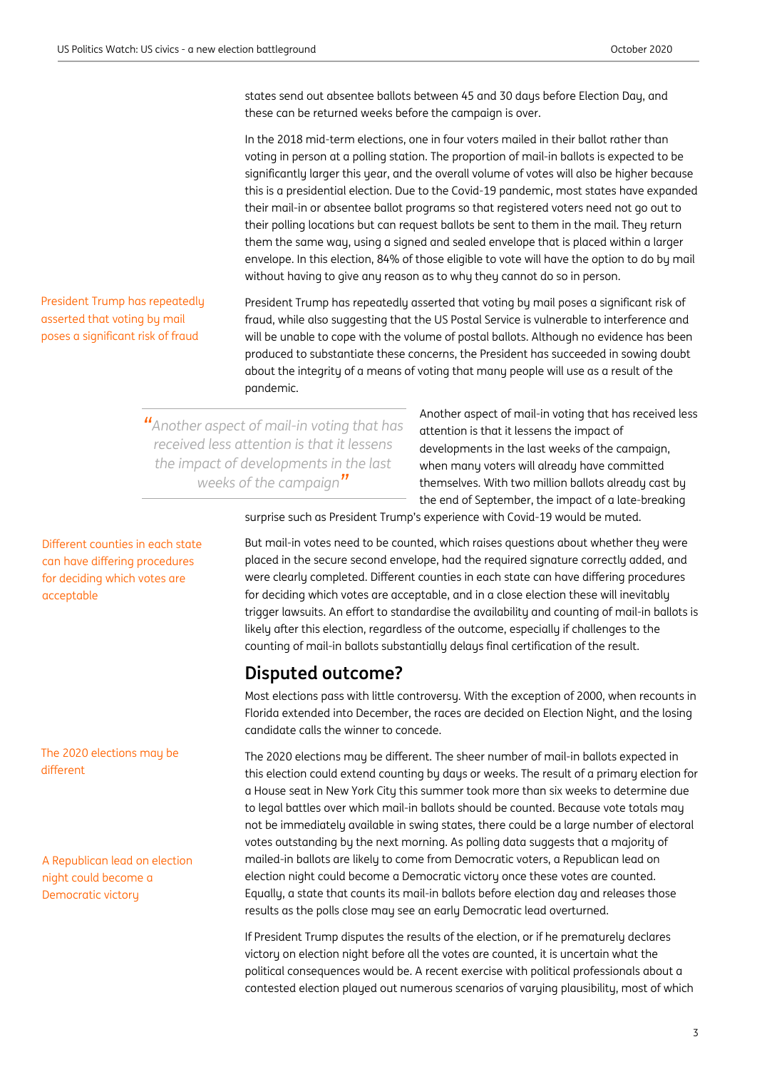states send out absentee ballots between 45 and 30 days before Election Day, and these can be returned weeks before the campaign is over.

In the 2018 mid-term elections, one in four voters mailed in their ballot rather than voting in person at a polling station. The proportion of mail-in ballots is expected to be significantly larger this year, and the overall volume of votes will also be higher because this is a presidential election. Due to the Covid-19 pandemic, most states have expanded their mail-in or absentee ballot programs so that registered voters need not go out to their polling locations but can request ballots be sent to them in the mail. They return them the same way, using a signed and sealed envelope that is placed within a larger envelope. In this election, 84% of those eligible to vote will have the option to do by mail without having to give any reason as to why they cannot do so in person.

President Trump has repeatedly asserted that voting by mail poses a significant risk of fraud, while also suggesting that the US Postal Service is vulnerable to interference and will be unable to cope with the volume of postal ballots. Although no evidence has been produced to substantiate these concerns, the President has succeeded in sowing doubt about the integrity of a means of voting that many people will use as a result of the pandemic.

> *"Another aspect of mail-in voting that has received less attention is that it lessens the impact of developments in the last weeks of the campaign"*

Another aspect of mail-in voting that has received less attention is that it lessens the impact of developments in the last weeks of the campaign, when many voters will already have committed themselves. With two million ballots already cast by the end of September, the impact of a late-breaking surprise such as President Trump's experience with Covid-19 would be muted.

But mail-in votes need to be counted, which raises questions about whether they were placed in the secure second envelope, had the required signature correctly added, and were clearly completed. Different counties in each state can have differing procedures for deciding which votes are acceptable, and in a close election these will inevitably trigger lawsuits. An effort to standardise the availability and counting of mail-in ballots is likely after this election, regardless of the outcome, especially if challenges to the counting of mail-in ballots substantially delays final certification of the result.

## Disputed outcome?

Most elections pass with little controversy. With the exception of 2000, when recounts in Florida extended into December, the races are decided on Election Night, and the losing candidate calls the winner to concede.

The 2020 elections may be different. The sheer number of mail-in ballots expected in this election could extend counting by days or weeks. The result of a primary election for a House seat in New York City this summer took more than six weeks to determine due to legal battles over which mail-in ballots should be counted. Because vote totals may not be immediately available in swing states, there could be a large number of electoral votes outstanding by the next morning. As polling data suggests that a majority of mailed-in ballots are likely to come from Democratic voters, a Republican lead on election night could become a Democratic victory once these votes are counted. Equally, a state that counts its mail-in ballots before election day and releases those results as the polls close may see an early Democratic lead overturned.

If President Trump disputes the results of the election, or if he prematurely declares victory on election night before all the votes are counted, it is uncertain what the political consequences would be. A recent exercise with political professionals about a contested election played out numerous scenarios of varying plausibility, most of which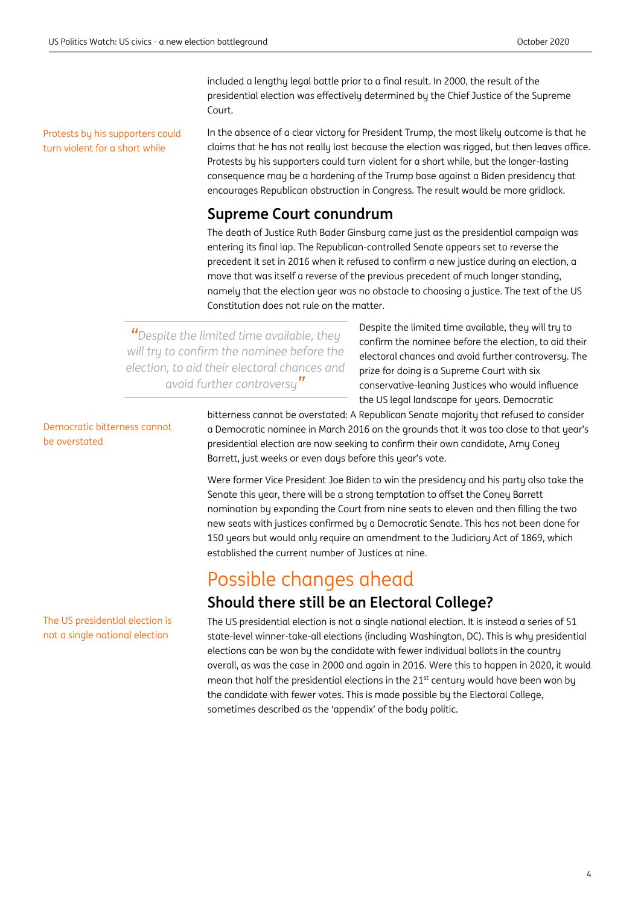included a lengthy legal battle prior to a final result. In 2000, the result of the presidential election was effectively determined by the Chief Justice of the Supreme Court.

Protests by his supporters could turn violent for a short while

In the absence of a clear victory for President Trump, the most likely outcome is that he claims that he has not really lost because the election was rigged, but then leaves office. Protests by his supporters could turn violent for a short while, but the longer-lasting consequence may be a hardening of the Trump base against a Biden presidency that encourages Republican obstruction in Congress. The result would be more gridlock.

### Supreme Court conundrum

The death of Justice Ruth Bader Ginsburg came just as the presidential campaign was entering its final lap. The Republican-controlled Senate appears set to reverse the precedent it set in 2016 when it refused to confirm a new justice during an election, a move that was itself a reverse of the previous precedent of much longer standing, namely that the election year was no obstacle to choosing a justice. The text of the US Constitution does not rule on the matter.

> *"Despite the limited time available, they will try to confirm the nominee before the election, to aid their electoral chances and avoid further controversy"*

Despite the limited time available, they will try to confirm the nominee before the election, to aid their electoral chances and avoid further controversy. The prize for doing is a Supreme Court with six conservative-leaning Justices who would influence the US legal landscape for years. Democratic bitterness cannot be overstated: A Republican Senate majority that refused to consider a Democratic nominee in March 2016 on the grounds that it was too close to that year's presidential election are now seeking to confirm their own candidate, Amy Coney Barrett, just weeks or even days before this year's vote.

Democratic bitterness cannot be overstated

Were former Vice President Joe Biden to win the presidency and his party also take the Senate this year, there will be a strong temptation to offset the Coney Barrett nomination by expanding the Court from nine seats to eleven and then filling the two new seats with justices confirmed by a Democratic Senate. This has not been done for 150 years but would only require an amendment to the Judiciary Act of 1869, which established the current number of Justices at nine.

## Possible changes ahead

### Should there still be an Electoral College?

The US presidential election is not a single national election

The US presidential election is not a single national election. It is instead a series of 51 state-level winner-take-all elections (including Washington, DC). This is why presidential elections can be won by the candidate with fewer individual ballots in the country overall, as was the case in 2000 and again in 2016. Were this to happen in 2020, it would mean that half the presidential elections in the 21st century would have been won by the candidate with fewer votes. This is made possible by the Electoral College, sometimes described as the 'appendix' of the body politic.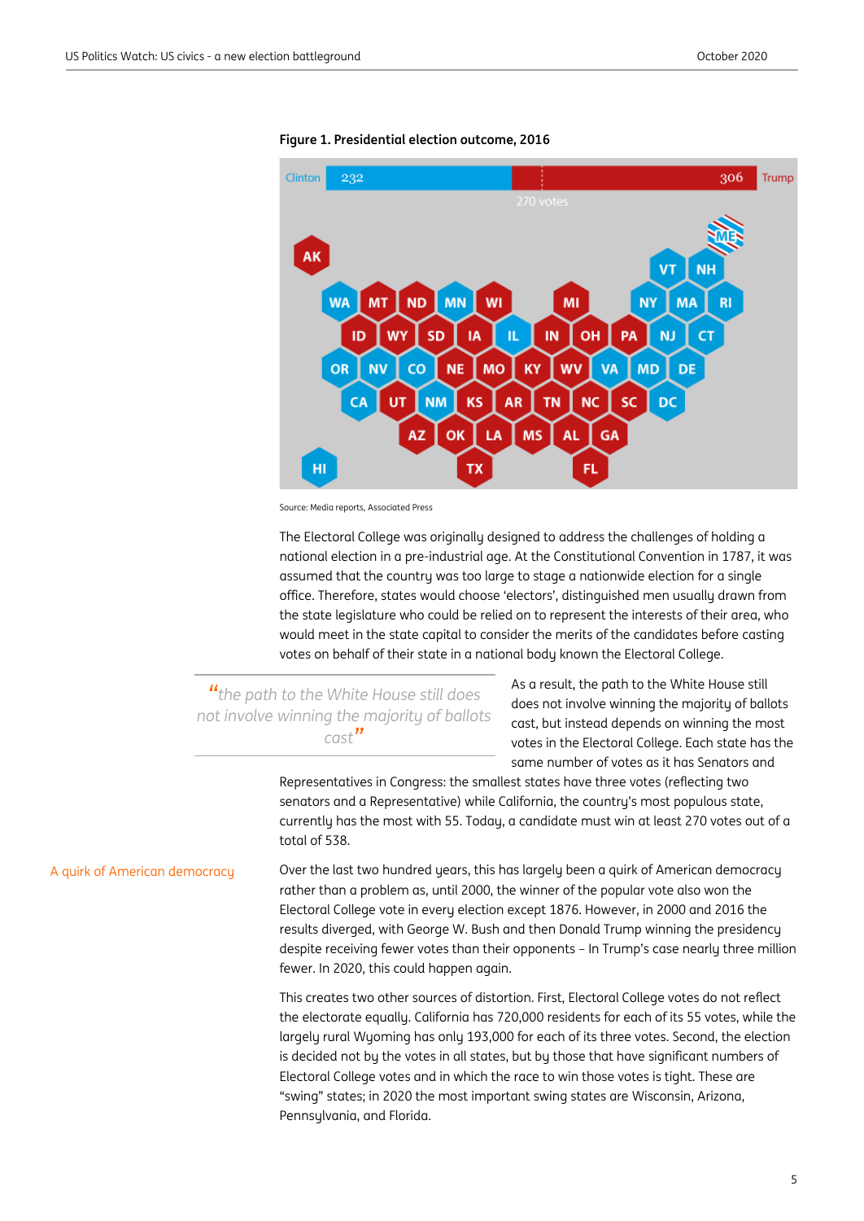**Figure 1. Presidential election outcome, 2016**

Source: Media reports, Associated Press

The Electoral College was originally designed to address the challenges of holding a national election in a pre-industrial age. At the Constitutional Convention in 1787, it was assumed that the country was too large to stage a nationwide election for a single office. Therefore, states would choose 'electors', distinguished men usually drawn from the state legislature who could be relied on to represent the interests of their area, who would meet in the state capital to consider the merits of the candidates before casting votes on behalf of their state in a national body known the Electoral College.

> *"the path to the White House still does not involve winning the majority of ballots cast"*

As a result, the path to the White House still does not involve winning the majority of ballots cast, but instead depends on winning the most votes in the Electoral College. Each state has the same number of votes as it has Senators and Representatives in Congress: the smallest states have three votes (reflecting two senators and a Representative) while California, the country's most populous state, currently has the most with 55. Today, a candidate must win at least 270 votes out of a total of 538.

## A quirk of American democracy

Over the last two hundred years, this has largely been a quirk of American democracy rather than a problem as, until 2000, the winner of the popular vote also won the Electoral College vote in every election except 1876. However, in 2000 and 2016 the results diverged, with George W. Bush and then Donald Trump winning the presidency despite receiving fewer votes than their opponents – In Trump's case nearly three million fewer. In 2020, this could happen again.

This creates two other sources of distortion. First, Electoral College votes do not reflect the electorate equally. California has 720,000 residents for each of its 55 votes, while the largely rural Wyoming has only 193,000 for each of its three votes. Second, the election is decided not by the votes in all states, but by those that have significant numbers of Electoral College votes and in which the race to win those votes is tight. These are "swing" states; in 2020 the most important swing states are Wisconsin, Arizona, Pennsylvania, and Florida.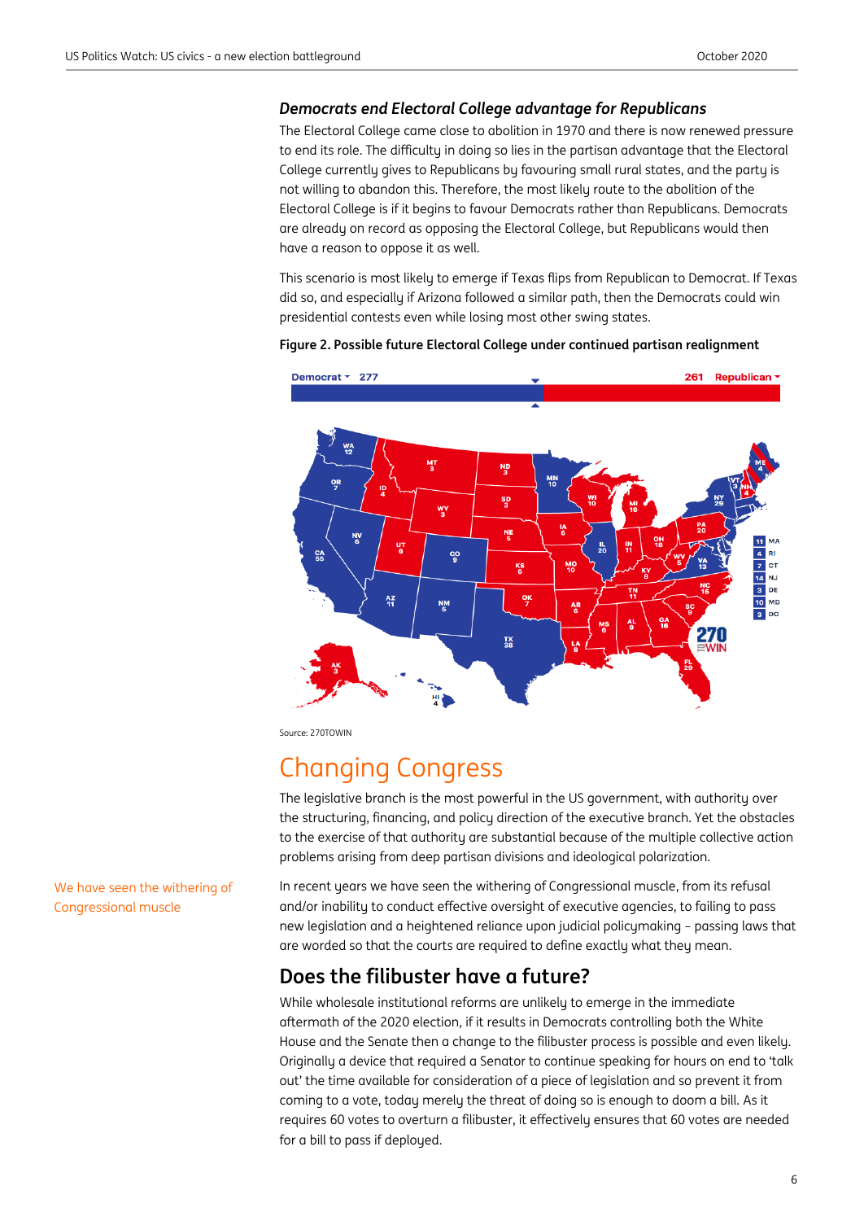### *Democrats end Electoral College advantage for Republicans*

The Electoral College came close to abolition in 1970 and there is now renewed pressure to end its role. The difficulty in doing so lies in the partisan advantage that the Electoral College currently gives to Republicans by favouring small rural states, and the party is not willing to abandon this. Therefore, the most likely route to the abolition of the Electoral College is if it begins to favour Democrats rather than Republicans. Democrats are already on record as opposing the Electoral College, but Republicans would then have a reason to oppose it as well.

This scenario is most likely to emerge if Texas flips from Republican to Democrat. If Texas did so, and especially if Arizona followed a similar path, then the Democrats could win presidential contests even while losing most other swing states.

**Figure 2. Possible future Electoral College under continued partisan realignment**

Source: 270TOWIN

# Changing Congress

The legislative branch is the most powerful in the US government, with authority over the structuring, financing, and policy direction of the executive branch. Yet the obstacles to the exercise of that authority are substantial because of the multiple collective action problems arising from deep partisan divisions and ideological polarization.

We have seen the withering of Congressional muscle

In recent years we have seen the withering of Congressional muscle, from its refusal and/or inability to conduct effective oversight of executive agencies, to failing to pass new legislation and a heightened reliance upon judicial policymaking – passing laws that are worded so that the courts are required to define exactly what they mean.

## Does the filibuster have a future?

While wholesale institutional reforms are unlikely to emerge in the immediate aftermath of the 2020 election, if it results in Democrats controlling both the White House and the Senate then a change to the filibuster process is possible and even likely. Originally a device that required a Senator to continue speaking for hours on end to 'talk out' the time available for consideration of a piece of legislation and so prevent it from coming to a vote, today merely the threat of doing so is enough to doom a bill. As it requires 60 votes to overturn a filibuster, it effectively ensures that 60 votes are needed for a bill to pass if deployed.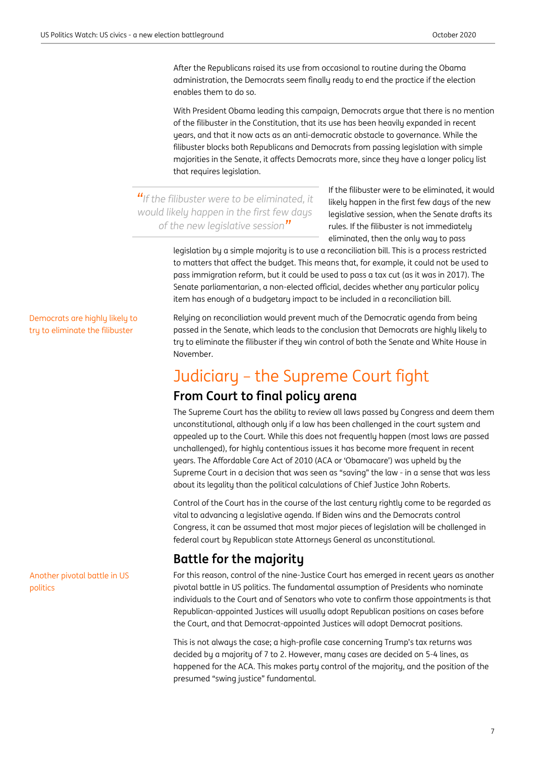After the Republicans raised its use from occasional to routine during the Obama administration, the Democrats seem finally ready to end the practice if the election enables them to do so.

With President Obama leading this campaign, Democrats argue that there is no mention of the filibuster in the Constitution, that its use has been heavily expanded in recent years, and that it now acts as an anti-democratic obstacle to governance. While the filibuster blocks both Republicans and Democrats from passing legislation with simple majorities in the Senate, it affects Democrats more, since they have a longer policy list that requires legislation.

> *"If the filibuster were to be eliminated, it would likely happen in the first few days of the new legislative session"*

If the filibuster were to be eliminated, it would likely happen in the first few days of the new legislative session, when the Senate drafts its rules. If the filibuster is not immediately eliminated, then the only way to pass legislation by a simple majority is to use a reconciliation bill. This is a process restricted to matters that affect the budget. This means that, for example, it could not be used to pass immigration reform, but it could be used to pass a tax cut (as it was in 2017). The Senate parliamentarian, a non-elected official, decides whether any particular policy item has enough of a budgetary impact to be included in a reconciliation bill.

Democrats are highly likely to try to eliminate the filibuster

Relying on reconciliation would prevent much of the Democratic agenda from being passed in the Senate, which leads to the conclusion that Democrats are highly likely to try to eliminate the filibuster if they win control of both the Senate and White House in November.

# Judiciary – the Supreme Court fight

## From Court to final policy arena

The Supreme Court has the ability to review all laws passed by Congress and deem them unconstitutional, although only if a law has been challenged in the court system and appealed up to the Court. While this does not frequently happen (most laws are passed unchallenged), for highly contentious issues it has become more frequent in recent years. The Affordable Care Act of 2010 (ACA or 'Obamacare') was upheld by the Supreme Court in a decision that was seen as "saving" the law - in a sense that was less about its legality than the political calculations of Chief Justice John Roberts.

Control of the Court has in the course of the last century rightly come to be regarded as vital to advancing a legislative agenda. If Biden wins and the Democrats control Congress, it can be assumed that most major pieces of legislation will be challenged in federal court by Republican state Attorneys General as unconstitutional.

## Battle for the majority

Another pivotal battle in US politics

For this reason, control of the nine-Justice Court has emerged in recent years as another pivotal battle in US politics. The fundamental assumption of Presidents who nominate individuals to the Court and of Senators who vote to confirm those appointments is that Republican-appointed Justices will usually adopt Republican positions on cases before the Court, and that Democrat-appointed Justices will adopt Democrat positions.

This is not always the case; a high-profile case concerning Trump's tax returns was decided by a majority of 7 to 2. However, many cases are decided on 5-4 lines, as happened for the ACA. This makes party control of the majority, and the position of the presumed "swing justice" fundamental.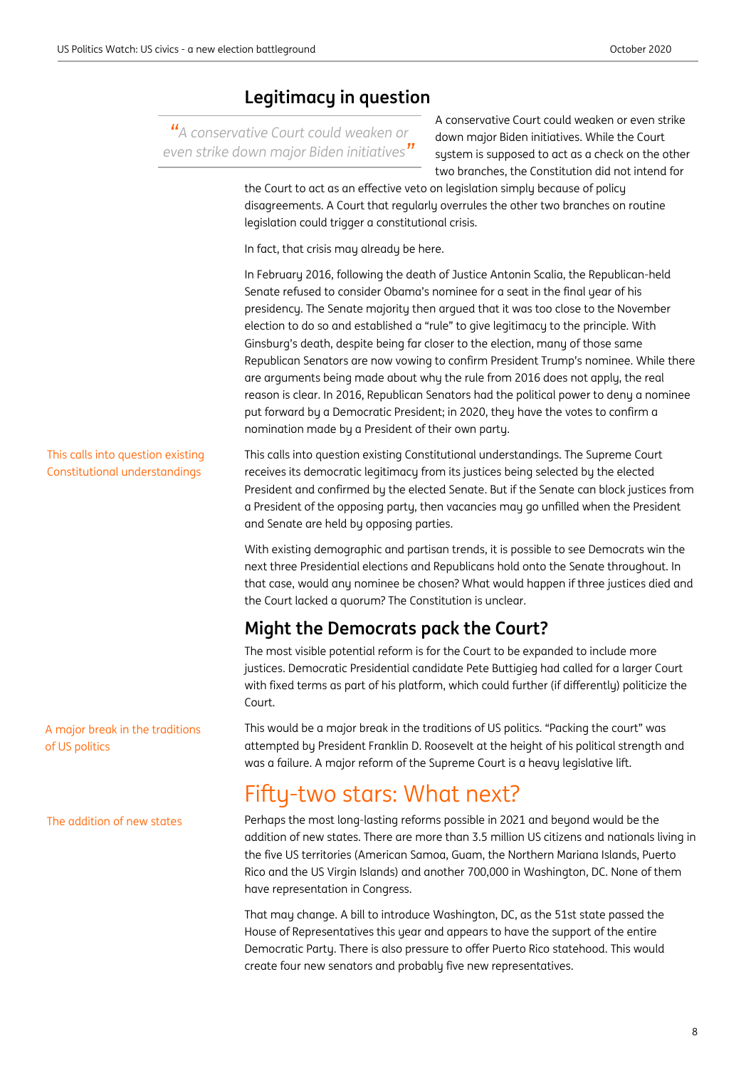## Legitimacy in question

> "A conservative Court could weaken or even strike down major Biden initiatives"

A conservative Court could weaken or even strike down major Biden initiatives. While the Court system is supposed to act as a check on the other two branches, the Constitution did not intend for the Court to act as an effective veto on legislation simply because of policy disagreements. A Court that regularly overrules the other two branches on routine legislation could trigger a constitutional crisis.

In fact, that crisis may already be here.

In February 2016, following the death of Justice Antonin Scalia, the Republican-held Senate refused to consider Obama's nominee for a seat in the final year of his presidency. The Senate majority then argued that it was too close to the November election to do so and established a "rule" to give legitimacy to the principle. With Ginsburg's death, despite being far closer to the election, many of those same Republican Senators are now vowing to confirm President Trump's nominee. While there are arguments being made about why the rule from 2016 does not apply, the real reason is clear. In 2016, Republican Senators had the political power to deny a nominee put forward by a Democratic President; in 2020, they have the votes to confirm a nomination made by a President of their own party.

*This calls into question existing Constitutional understandings*

This calls into question existing Constitutional understandings. The Supreme Court receives its democratic legitimacy from its justices being selected by the elected President and confirmed by the elected Senate. But if the Senate can block justices from a President of the opposing party, then vacancies may go unfilled when the President and Senate are held by opposing parties.

With existing demographic and partisan trends, it is possible to see Democrats win the next three Presidential elections and Republicans hold onto the Senate throughout. In that case, would any nominee be chosen? What would happen if three justices died and the Court lacked a quorum? The Constitution is unclear.

## Might the Democrats pack the Court?

The most visible potential reform is for the Court to be expanded to include more justices. Democratic Presidential candidate Pete Buttigieg had called for a larger Court with fixed terms as part of his platform, which could further (if differently) politicize the Court.

*A major break in the traditions of US politics*

This would be a major break in the traditions of US politics. "Packing the court" was attempted by President Franklin D. Roosevelt at the height of his political strength and was a failure. A major reform of the Supreme Court is a heavy legislative lift.

# Fifty-two stars: What next?

*The addition of new states*

Perhaps the most long-lasting reforms possible in 2021 and beyond would be the addition of new states. There are more than 3.5 million US citizens and nationals living in the five US territories (American Samoa, Guam, the Northern Mariana Islands, Puerto Rico and the US Virgin Islands) and another 700,000 in Washington, DC. None of them have representation in Congress.

That may change. A bill to introduce Washington, DC, as the 51st state passed the House of Representatives this year and appears to have the support of the entire Democratic Party. There is also pressure to offer Puerto Rico statehood. This would create four new senators and probably five new representatives.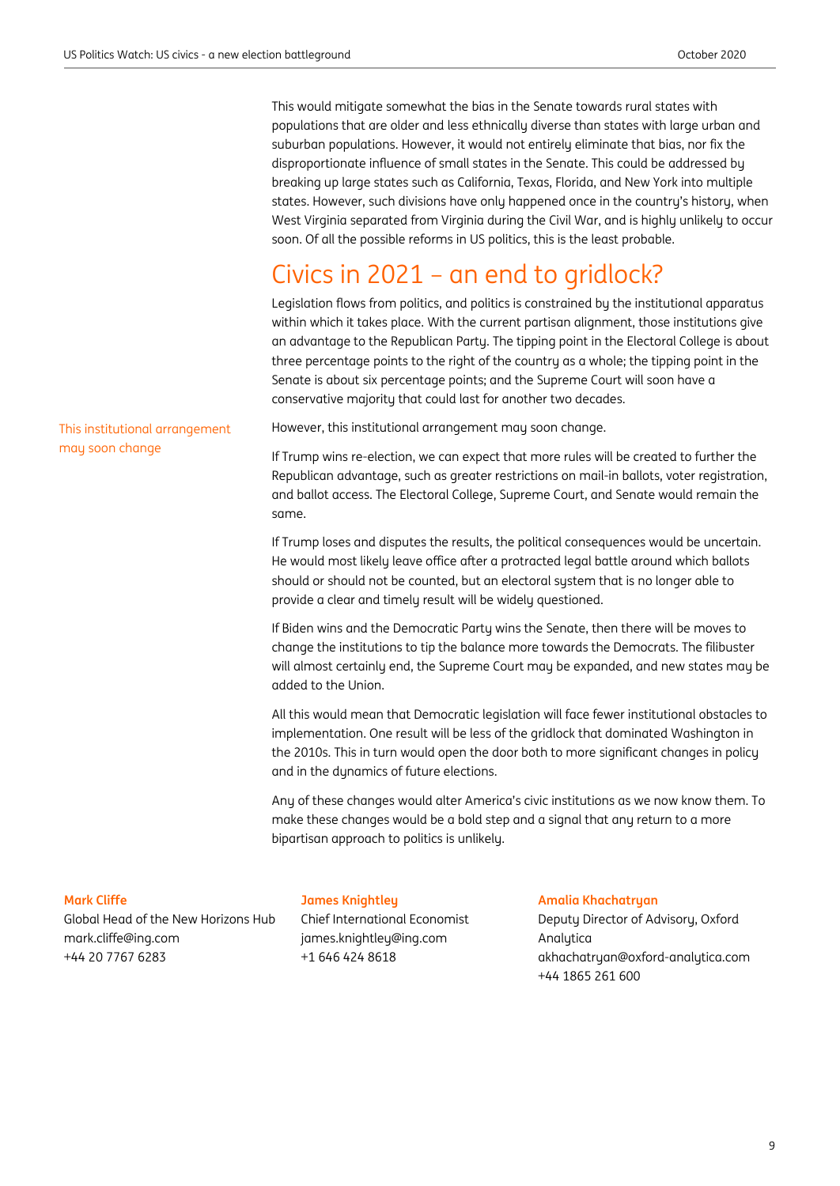This would mitigate somewhat the bias in the Senate towards rural states with populations that are older and less ethnically diverse than states with large urban and suburban populations. However, it would not entirely eliminate that bias, nor fix the disproportionate influence of small states in the Senate. This could be addressed by breaking up large states such as California, Texas, Florida, and New York into multiple states. However, such divisions have only happened once in the country's history, when West Virginia separated from Virginia during the Civil War, and is highly unlikely to occur soon. Of all the possible reforms in US politics, this is the least probable.

## Civics in 2021 – an end to gridlock?

Legislation flows from politics, and politics is constrained by the institutional apparatus within which it takes place. With the current partisan alignment, those institutions give an advantage to the Republican Party. The tipping point in the Electoral College is about three percentage points to the right of the country as a whole; the tipping point in the Senate is about six percentage points; and the Supreme Court will soon have a conservative majority that could last for another two decades.

*This institutional arrangement may soon change*

However, this institutional arrangement may soon change.

If Trump wins re-election, we can expect that more rules will be created to further the Republican advantage, such as greater restrictions on mail-in ballots, voter registration, and ballot access. The Electoral College, Supreme Court, and Senate would remain the same.

If Trump loses and disputes the results, the political consequences would be uncertain. He would most likely leave office after a protracted legal battle around which ballots should or should not be counted, but an electoral system that is no longer able to provide a clear and timely result will be widely questioned.

If Biden wins and the Democratic Party wins the Senate, then there will be moves to change the institutions to tip the balance more towards the Democrats. The filibuster will almost certainly end, the Supreme Court may be expanded, and new states may be added to the Union.

All this would mean that Democratic legislation will face fewer institutional obstacles to implementation. One result will be less of the gridlock that dominated Washington in the 2010s. This in turn would open the door both to more significant changes in policy and in the dynamics of future elections.

Any of these changes would alter America's civic institutions as we now know them. To make these changes would be a bold step and a signal that any return to a more bipartisan approach to politics is unlikely.

**Mark Cliffe**
Global Head of the New Horizons Hub
mark.cliffe@ing.com
+44 20 7767 6283

**James Knightley**
Chief International Economist
james.knightley@ing.com
+1 646 424 8618

**Amalia Khachatryan**
Deputy Director of Advisory, Oxford Analytica
akhachatryan@oxford-analytica.com
+44 1865 261 600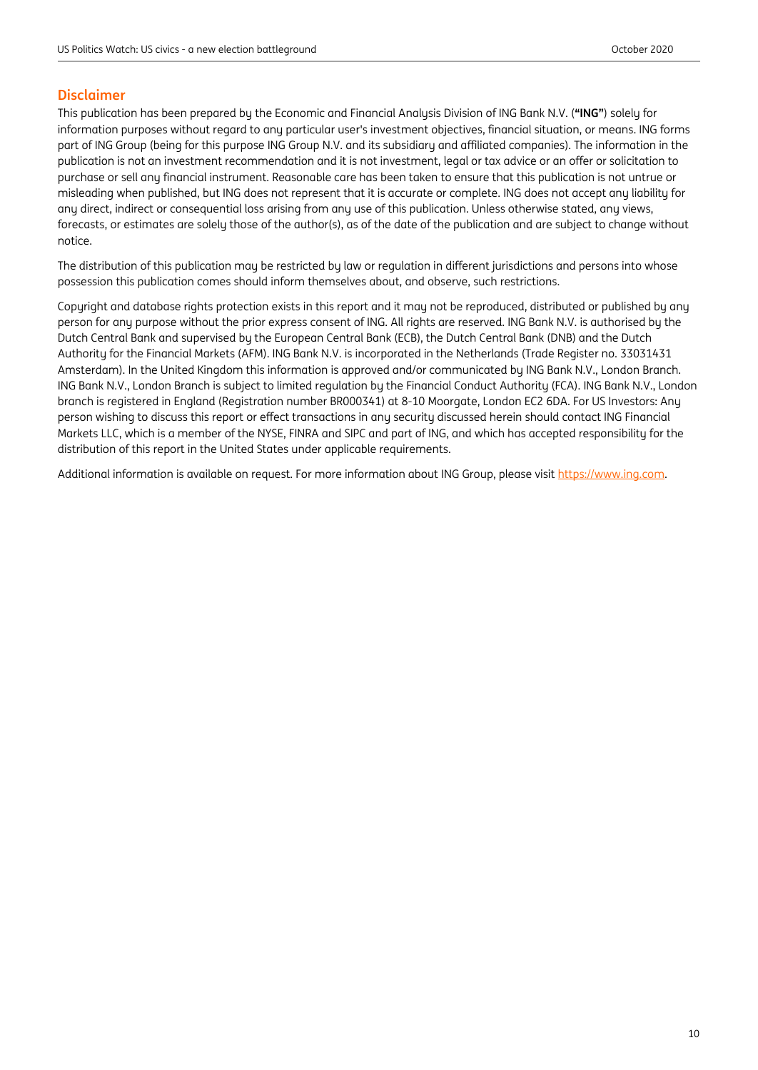## Disclaimer

This publication has been prepared by the Economic and Financial Analysis Division of ING Bank N.V. (**"ING"**) solely for information purposes without regard to any particular user's investment objectives, financial situation, or means. ING forms part of ING Group (being for this purpose ING Group N.V. and its subsidiary and affiliated companies). The information in the publication is not an investment recommendation and it is not investment, legal or tax advice or an offer or solicitation to purchase or sell any financial instrument. Reasonable care has been taken to ensure that this publication is not untrue or misleading when published, but ING does not represent that it is accurate or complete. ING does not accept any liability for any direct, indirect or consequential loss arising from any use of this publication. Unless otherwise stated, any views, forecasts, or estimates are solely those of the author(s), as of the date of the publication and are subject to change without notice.

The distribution of this publication may be restricted by law or regulation in different jurisdictions and persons into whose possession this publication comes should inform themselves about, and observe, such restrictions.

Copyright and database rights protection exists in this report and it may not be reproduced, distributed or published by any person for any purpose without the prior express consent of ING. All rights are reserved. ING Bank N.V. is authorised by the Dutch Central Bank and supervised by the European Central Bank (ECB), the Dutch Central Bank (DNB) and the Dutch Authority for the Financial Markets (AFM). ING Bank N.V. is incorporated in the Netherlands (Trade Register no. 33031431 Amsterdam). In the United Kingdom this information is approved and/or communicated by ING Bank N.V., London Branch. ING Bank N.V., London Branch is subject to limited regulation by the Financial Conduct Authority (FCA). ING Bank N.V., London branch is registered in England (Registration number BR000341) at 8-10 Moorgate, London EC2 6DA. For US Investors: Any person wishing to discuss this report or effect transactions in any security discussed herein should contact ING Financial Markets LLC, which is a member of the NYSE, FINRA and SIPC and part of ING, and which has accepted responsibility for the distribution of this report in the United States under applicable requirements.

Additional information is available on request. For more information about ING Group, please visit https://www.ing.com.